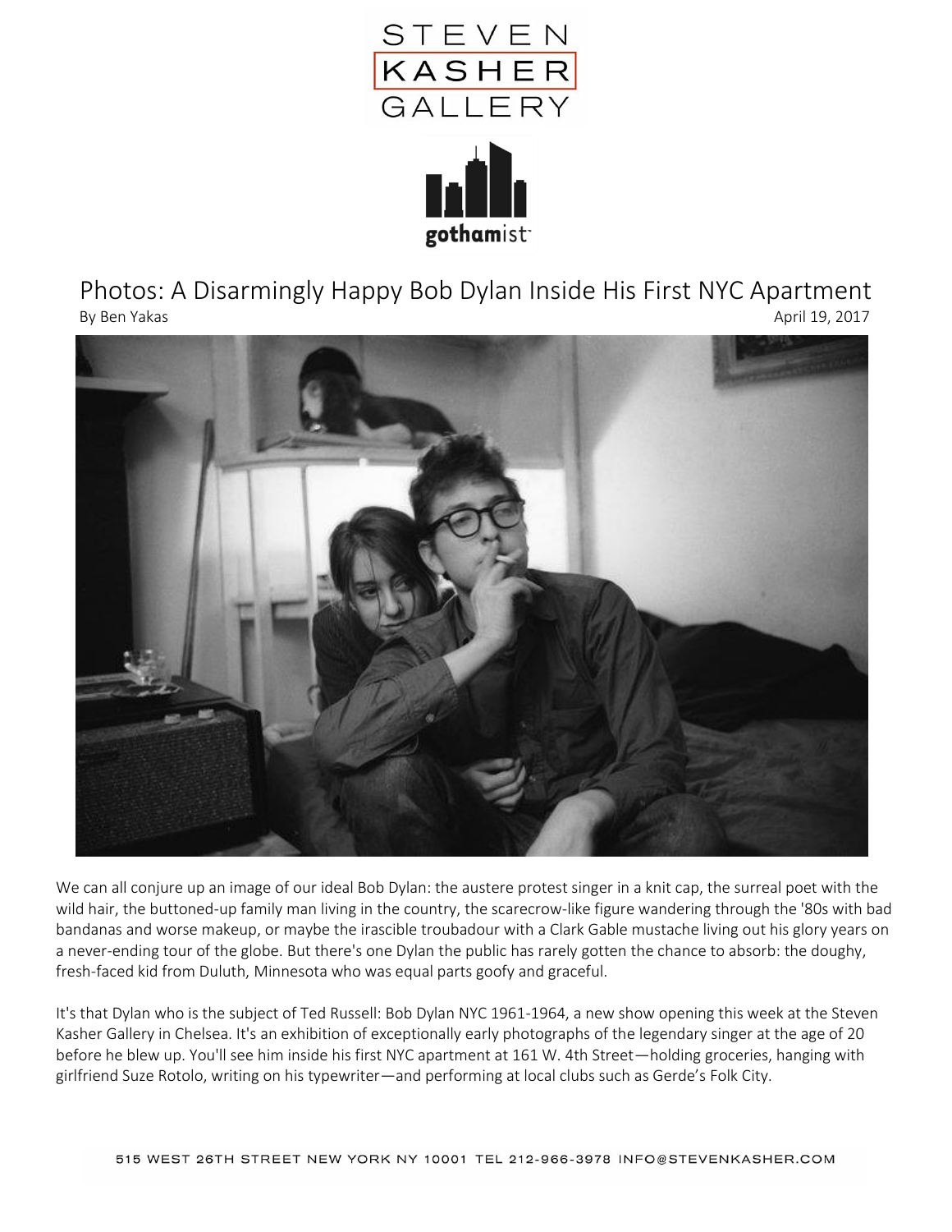STEVEN KASHER GALLERY

gothamist

# Photos: A Disarmingly Happy Bob Dylan Inside His First NYC Apartment

By Ben Yakas

April 19, 2017

We can all conjure up an image of our ideal Bob Dylan: the austere protest singer in a knit cap, the surreal poet with the wild hair, the buttoned-up family man living in the country, the scarecrow-like figure wandering through the '80s with bad bandanas and worse makeup, or maybe the irascible troubadour with a Clark Gable mustache living out his glory years on a never-ending tour of the globe. But there's one Dylan the public has rarely gotten the chance to absorb: the doughy, fresh-faced kid from Duluth, Minnesota who was equal parts goofy and graceful.

It's that Dylan who is the subject of Ted Russell: Bob Dylan NYC 1961-1964, a new show opening this week at the Steven Kasher Gallery in Chelsea. It's an exhibition of exceptionally early photographs of the legendary singer at the age of 20 before he blew up. You'll see him inside his first NYC apartment at 161 W. 4th Street—holding groceries, hanging with girlfriend Suze Rotolo, writing on his typewriter—and performing at local clubs such as Gerde's Folk City.

515 WEST 26TH STREET NEW YORK NY 10001 TEL 212-966-3978 INFO@STEVENKASHER.COM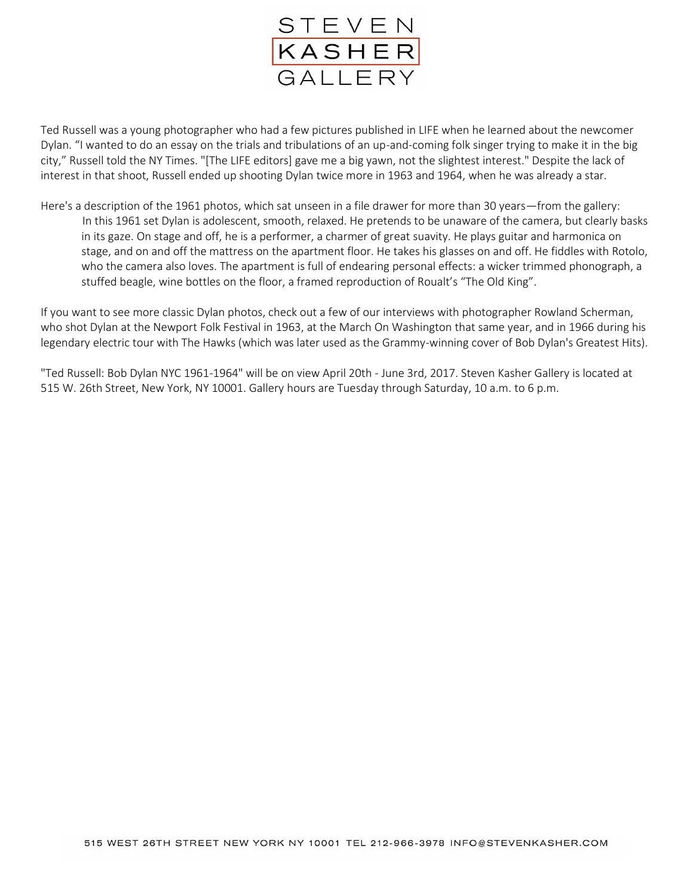Ted Russell was a young photographer who had a few pictures published in LIFE when he learned about the newcomer Dylan. "I wanted to do an essay on the trials and tribulations of an up-and-coming folk singer trying to make it in the big city," Russell told the NY Times. "[The LIFE editors] gave me a big yawn, not the slightest interest." Despite the lack of interest in that shoot, Russell ended up shooting Dylan twice more in 1963 and 1964, when he was already a star.

Here's a description of the 1961 photos, which sat unseen in a file drawer for more than 30 years—from the gallery:

> In this 1961 set Dylan is adolescent, smooth, relaxed. He pretends to be unaware of the camera, but clearly basks in its gaze. On stage and off, he is a performer, a charmer of great suavity. He plays guitar and harmonica on stage, and on and off the mattress on the apartment floor. He takes his glasses on and off. He fiddles with Rotolo, who the camera also loves. The apartment is full of endearing personal effects: a wicker trimmed phonograph, a stuffed beagle, wine bottles on the floor, a framed reproduction of Roualt's "The Old King".

If you want to see more classic Dylan photos, check out a few of our interviews with photographer Rowland Scherman, who shot Dylan at the Newport Folk Festival in 1963, at the March On Washington that same year, and in 1966 during his legendary electric tour with The Hawks (which was later used as the Grammy-winning cover of Bob Dylan's Greatest Hits).

"Ted Russell: Bob Dylan NYC 1961-1964" will be on view April 20th - June 3rd, 2017. Steven Kasher Gallery is located at 515 W. 26th Street, New York, NY 10001. Gallery hours are Tuesday through Saturday, 10 a.m. to 6 p.m.